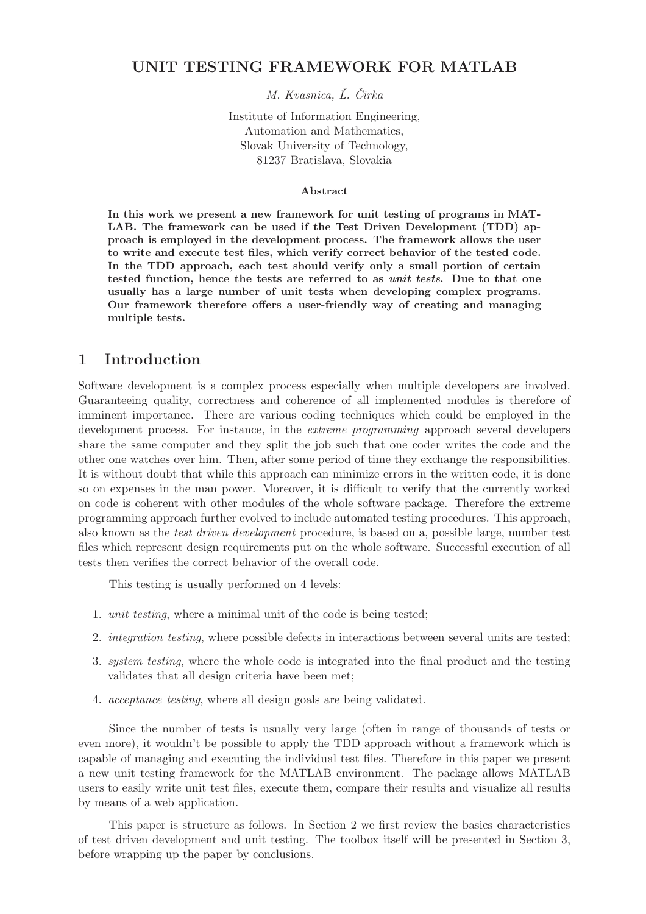# UNIT TESTING FRAMEWORK FOR MATLAB

*M. Kvasnica, Ľ. Čirka*

Institute of Information Engineering,
Automation and Mathematics,
Slovak University of Technology,
81237 Bratislava, Slovakia

**Abstract**

**In this work we present a new framework for unit testing of programs in MATLAB. The framework can be used if the Test Driven Development (TDD) approach is employed in the development process. The framework allows the user to write and execute test files, which verify correct behavior of the tested code. In the TDD approach, each test should verify only a small portion of certain tested function, hence the tests are referred to as *unit tests*. Due to that one usually has a large number of unit tests when developing complex programs. Our framework therefore offers a user-friendly way of creating and managing multiple tests.**

## 1 Introduction

Software development is a complex process especially when multiple developers are involved. Guaranteeing quality, correctness and coherence of all implemented modules is therefore of imminent importance. There are various coding techniques which could be employed in the development process. For instance, in the *extreme programming* approach several developers share the same computer and they split the job such that one coder writes the code and the other one watches over him. Then, after some period of time they exchange the responsibilities. It is without doubt that while this approach can minimize errors in the written code, it is done so on expenses in the man power. Moreover, it is difficult to verify that the currently worked on code is coherent with other modules of the whole software package. Therefore the extreme programming approach further evolved to include automated testing procedures. This approach, also known as the *test driven development* procedure, is based on a, possible large, number test files which represent design requirements put on the whole software. Successful execution of all tests then verifies the correct behavior of the overall code.

This testing is usually performed on 4 levels:

1. *unit testing*, where a minimal unit of the code is being tested;
2. *integration testing*, where possible defects in interactions between several units are tested;
3. *system testing*, where the whole code is integrated into the final product and the testing validates that all design criteria have been met;
4. *acceptance testing*, where all design goals are being validated.

Since the number of tests is usually very large (often in range of thousands of tests or even more), it wouldn't be possible to apply the TDD approach without a framework which is capable of managing and executing the individual test files. Therefore in this paper we present a new unit testing framework for the MATLAB environment. The package allows MATLAB users to easily write unit test files, execute them, compare their results and visualize all results by means of a web application.

This paper is structure as follows. In Section 2 we first review the basics characteristics of test driven development and unit testing. The toolbox itself will be presented in Section 3, before wrapping up the paper by conclusions.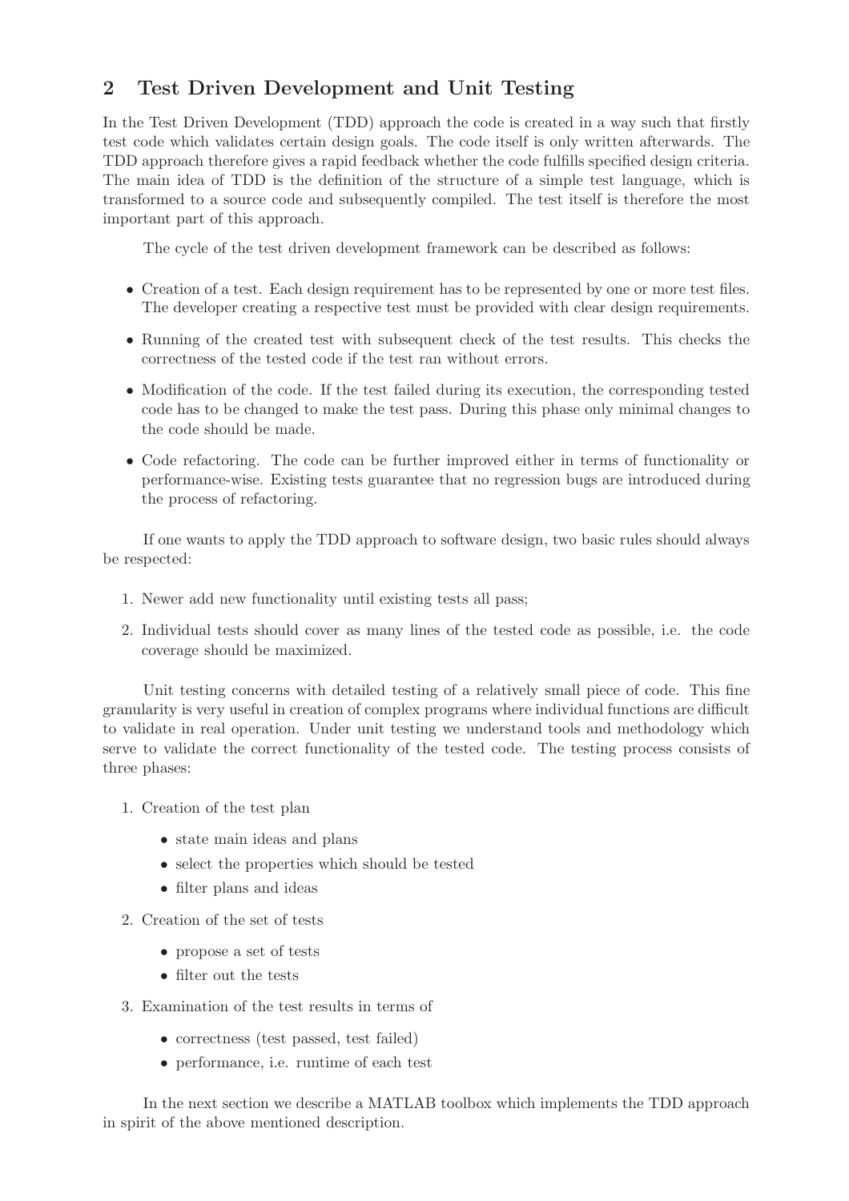## 2 Test Driven Development and Unit Testing

In the Test Driven Development (TDD) approach the code is created in a way such that firstly test code which validates certain design goals. The code itself is only written afterwards. The TDD approach therefore gives a rapid feedback whether the code fulfills specified design criteria. The main idea of TDD is the definition of the structure of a simple test language, which is transformed to a source code and subsequently compiled. The test itself is therefore the most important part of this approach.

The cycle of the test driven development framework can be described as follows:

- Creation of a test. Each design requirement has to be represented by one or more test files. The developer creating a respective test must be provided with clear design requirements.
- Running of the created test with subsequent check of the test results. This checks the correctness of the tested code if the test ran without errors.
- Modification of the code. If the test failed during its execution, the corresponding tested code has to be changed to make the test pass. During this phase only minimal changes to the code should be made.
- Code refactoring. The code can be further improved either in terms of functionality or performance-wise. Existing tests guarantee that no regression bugs are introduced during the process of refactoring.

If one wants to apply the TDD approach to software design, two basic rules should always be respected:

1. Newer add new functionality until existing tests all pass;
2. Individual tests should cover as many lines of the tested code as possible, i.e. the code coverage should be maximized.

Unit testing concerns with detailed testing of a relatively small piece of code. This fine granularity is very useful in creation of complex programs where individual functions are difficult to validate in real operation. Under unit testing we understand tools and methodology which serve to validate the correct functionality of the tested code. The testing process consists of three phases:

1. Creation of the test plan
   - state main ideas and plans
   - select the properties which should be tested
   - filter plans and ideas
2. Creation of the set of tests
   - propose a set of tests
   - filter out the tests
3. Examination of the test results in terms of
   - correctness (test passed, test failed)
   - performance, i.e. runtime of each test

In the next section we describe a MATLAB toolbox which implements the TDD approach in spirit of the above mentioned description.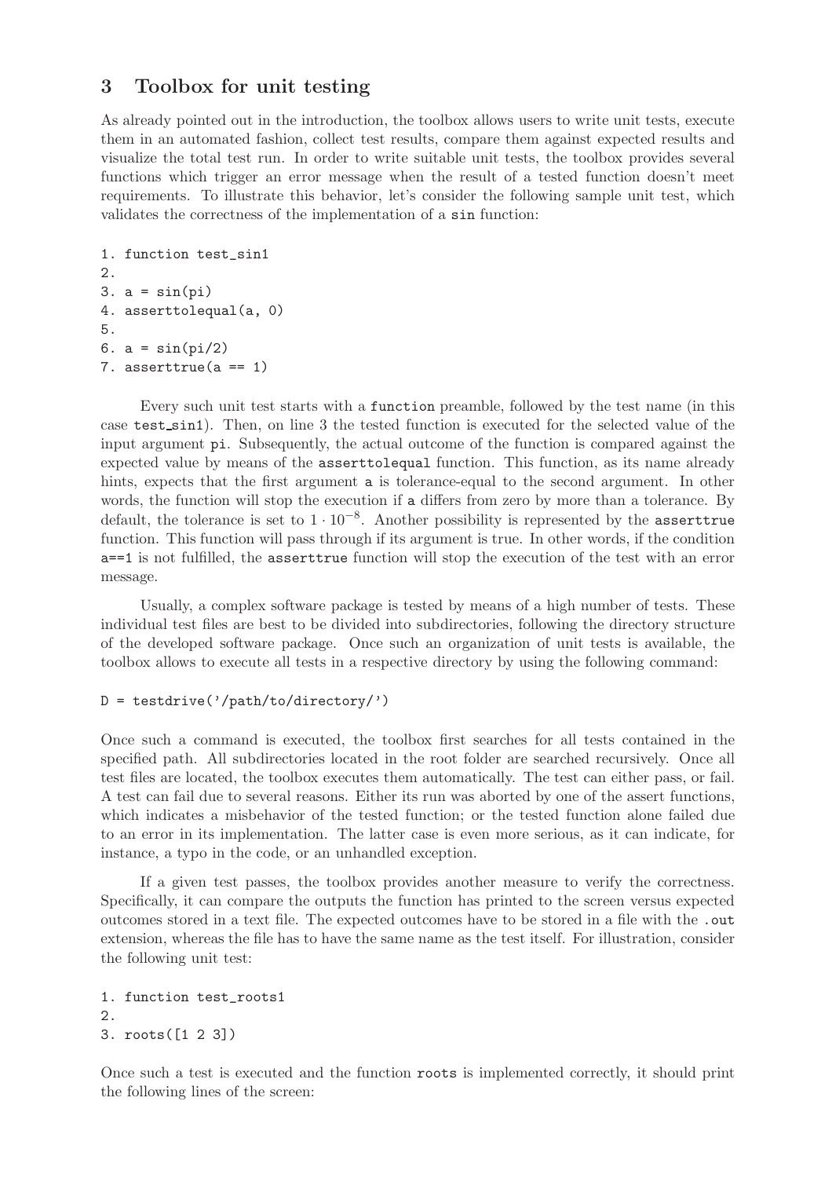## 3 Toolbox for unit testing

As already pointed out in the introduction, the toolbox allows users to write unit tests, execute them in an automated fashion, collect test results, compare them against expected results and visualize the total test run. In order to write suitable unit tests, the toolbox provides several functions which trigger an error message when the result of a tested function doesn't meet requirements. To illustrate this behavior, let's consider the following sample unit test, which validates the correctness of the implementation of a `sin` function:

```
1. function test_sin1
2.
3. a = sin(pi)
4. asserttolequal(a, 0)
5.
6. a = sin(pi/2)
7. asserttrue(a == 1)
```

Every such unit test starts with a `function` preamble, followed by the test name (in this case `test_sin1`). Then, on line 3 the tested function is executed for the selected value of the input argument `pi`. Subsequently, the actual outcome of the function is compared against the expected value by means of the `asserttolequal` function. This function, as its name already hints, expects that the first argument `a` is tolerance-equal to the second argument. In other words, the function will stop the execution if `a` differs from zero by more than a tolerance. By default, the tolerance is set to $1 \cdot 10^{-8}$. Another possibility is represented by the `asserttrue` function. This function will pass through if its argument is true. In other words, if the condition `a==1` is not fulfilled, the `asserttrue` function will stop the execution of the test with an error message.

Usually, a complex software package is tested by means of a high number of tests. These individual test files are best to be divided into subdirectories, following the directory structure of the developed software package. Once such an organization of unit tests is available, the toolbox allows to execute all tests in a respective directory by using the following command:

```
D = testdrive('/path/to/directory/')
```

Once such a command is executed, the toolbox first searches for all tests contained in the specified path. All subdirectories located in the root folder are searched recursively. Once all test files are located, the toolbox executes them automatically. The test can either pass, or fail. A test can fail due to several reasons. Either its run was aborted by one of the assert functions, which indicates a misbehavior of the tested function; or the tested function alone failed due to an error in its implementation. The latter case is even more serious, as it can indicate, for instance, a typo in the code, or an unhandled exception.

If a given test passes, the toolbox provides another measure to verify the correctness. Specifically, it can compare the outputs the function has printed to the screen versus expected outcomes stored in a text file. The expected outcomes have to be stored in a file with the `.out` extension, whereas the file has to have the same name as the test itself. For illustration, consider the following unit test:

```
1. function test_roots1
2.
3. roots([1 2 3])
```

Once such a test is executed and the function `roots` is implemented correctly, it should print the following lines of the screen: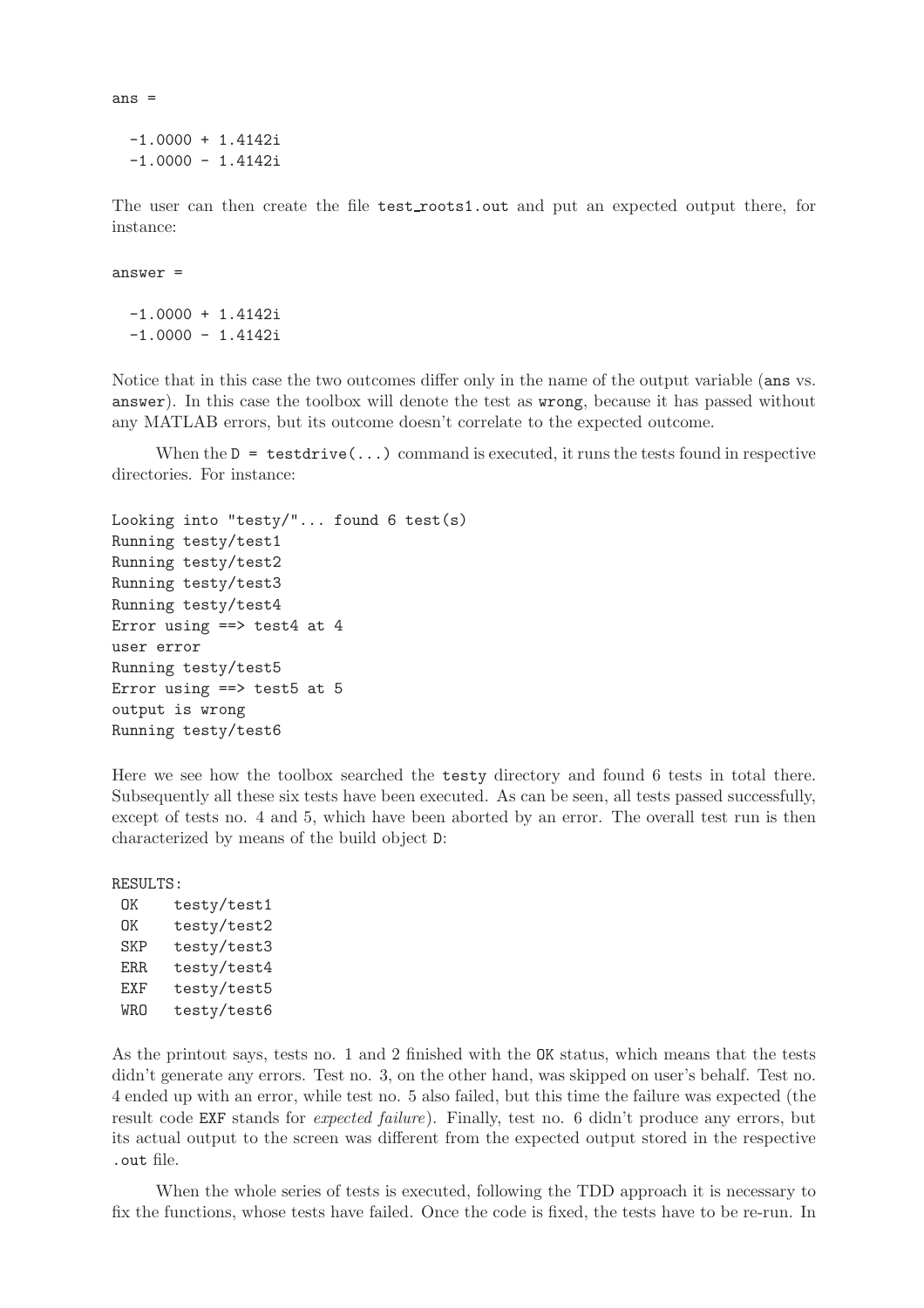```
ans =

  -1.0000 + 1.4142i
  -1.0000 - 1.4142i
```

The user can then create the file `test_roots1.out` and put an expected output there, for instance:

```
answer =

  -1.0000 + 1.4142i
  -1.0000 - 1.4142i
```

Notice that in this case the two outcomes differ only in the name of the output variable (`ans` vs. `answer`). In this case the toolbox will denote the test as `wrong`, because it has passed without any MATLAB errors, but its outcome doesn't correlate to the expected outcome.

When the `D = testdrive(...)` command is executed, it runs the tests found in respective directories. For instance:

```
Looking into "testy/"... found 6 test(s)
Running testy/test1
Running testy/test2
Running testy/test3
Running testy/test4
Error using ==> test4 at 4
user error
Running testy/test5
Error using ==> test5 at 5
output is wrong
Running testy/test6
```

Here we see how the toolbox searched the `testy` directory and found 6 tests in total there. Subsequently all these six tests have been executed. As can be seen, all tests passed successfully, except of tests no. 4 and 5, which have been aborted by an error. The overall test run is then characterized by means of the build object `D`:

```
RESULTS:
 OK    testy/test1
 OK    testy/test2
 SKP   testy/test3
 ERR   testy/test4
 EXF   testy/test5
 WRO   testy/test6
```

As the printout says, tests no. 1 and 2 finished with the `OK` status, which means that the tests didn't generate any errors. Test no. 3, on the other hand, was skipped on user's behalf. Test no. 4 ended up with an error, while test no. 5 also failed, but this time the failure was expected (the result code `EXF` stands for *expected failure*). Finally, test no. 6 didn't produce any errors, but its actual output to the screen was different from the expected output stored in the respective `.out` file.

When the whole series of tests is executed, following the TDD approach it is necessary to fix the functions, whose tests have failed. Once the code is fixed, the tests have to be re-run. In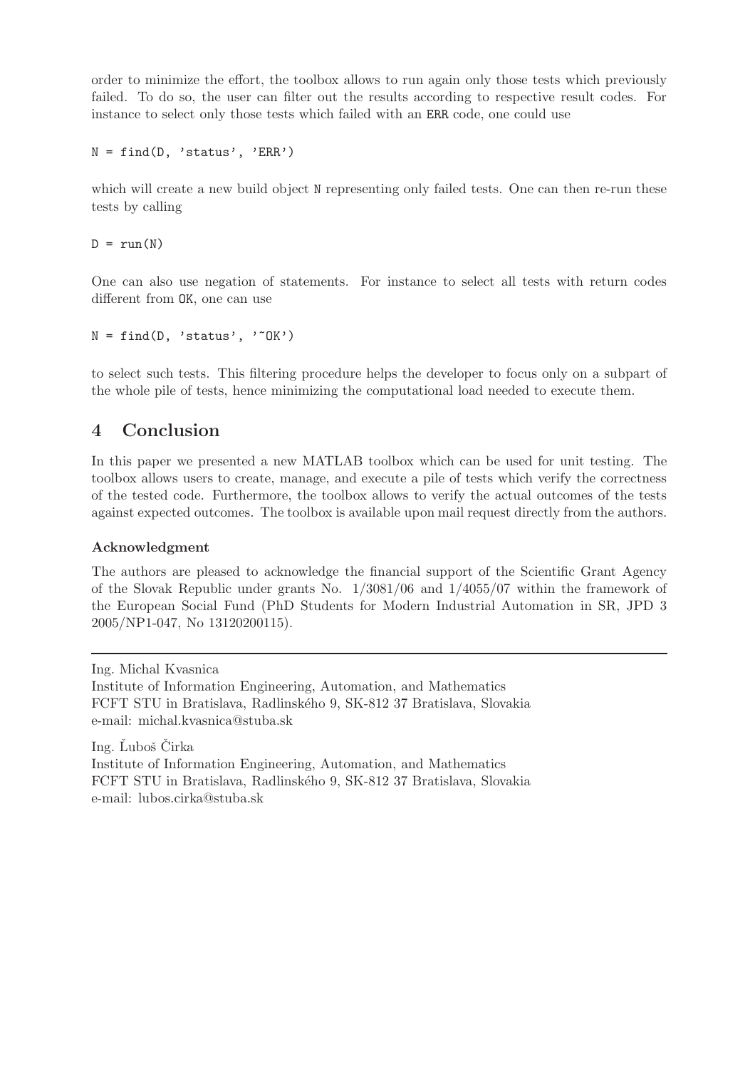order to minimize the effort, the toolbox allows to run again only those tests which previously failed. To do so, the user can filter out the results according to respective result codes. For instance to select only those tests which failed with an ERR code, one could use

```
N = find(D, 'status', 'ERR')
```

which will create a new build object N representing only failed tests. One can then re-run these tests by calling

```
D = run(N)
```

One can also use negation of statements. For instance to select all tests with return codes different from OK, one can use

```
N = find(D, 'status', '~OK')
```

to select such tests. This filtering procedure helps the developer to focus only on a subpart of the whole pile of tests, hence minimizing the computational load needed to execute them.

## 4 Conclusion

In this paper we presented a new MATLAB toolbox which can be used for unit testing. The toolbox allows users to create, manage, and execute a pile of tests which verify the correctness of the tested code. Furthermore, the toolbox allows to verify the actual outcomes of the tests against expected outcomes. The toolbox is available upon mail request directly from the authors.

### Acknowledgment

The authors are pleased to acknowledge the financial support of the Scientific Grant Agency of the Slovak Republic under grants No. 1/3081/06 and 1/4055/07 within the framework of the European Social Fund (PhD Students for Modern Industrial Automation in SR, JPD 3 2005/NP1-047, No 13120200115).

---

Ing. Michal Kvasnica
Institute of Information Engineering, Automation, and Mathematics
FCFT STU in Bratislava, Radlinského 9, SK-812 37 Bratislava, Slovakia
e-mail: michal.kvasnica@stuba.sk

Ing. Ľuboš Čirka
Institute of Information Engineering, Automation, and Mathematics
FCFT STU in Bratislava, Radlinského 9, SK-812 37 Bratislava, Slovakia
e-mail: lubos.cirka@stuba.sk